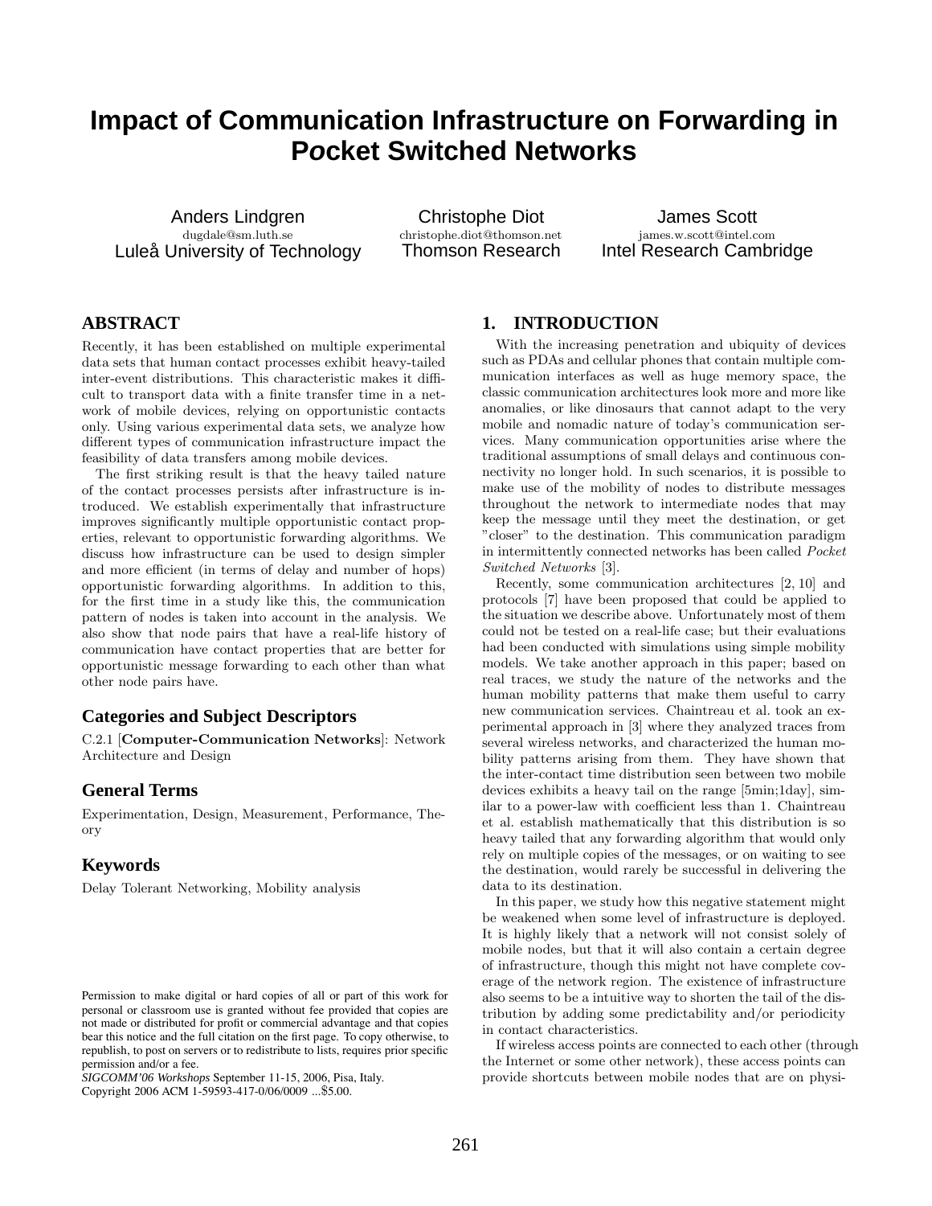# Impact of Communication Infrastructure on Forwarding in Pocket Switched Networks

Anders Lindgren
dugdale@sm.luth.se
Luleå University of Technology

Christophe Diot
christophe.diot@thomson.net
Thomson Research

James Scott
james.w.scott@intel.com
Intel Research Cambridge

## ABSTRACT

Recently, it has been established on multiple experimental data sets that human contact processes exhibit heavy-tailed inter-event distributions. This characteristic makes it difficult to transport data with a finite transfer time in a network of mobile devices, relying on opportunistic contacts only. Using various experimental data sets, we analyze how different types of communication infrastructure impact the feasibility of data transfers among mobile devices.

The first striking result is that the heavy tailed nature of the contact processes persists after infrastructure is introduced. We establish experimentally that infrastructure improves significantly multiple opportunistic contact properties, relevant to opportunistic forwarding algorithms. We discuss how infrastructure can be used to design simpler and more efficient (in terms of delay and number of hops) opportunistic forwarding algorithms. In addition to this, for the first time in a study like this, the communication pattern of nodes is taken into account in the analysis. We also show that node pairs that have a real-life history of communication have contact properties that are better for opportunistic message forwarding to each other than what other node pairs have.

### Categories and Subject Descriptors

C.2.1 [**Computer-Communication Networks**]: Network Architecture and Design

### General Terms

Experimentation, Design, Measurement, Performance, Theory

### Keywords

Delay Tolerant Networking, Mobility analysis

Permission to make digital or hard copies of all or part of this work for personal or classroom use is granted without fee provided that copies are not made or distributed for profit or commercial advantage and that copies bear this notice and the full citation on the first page. To copy otherwise, to republish, to post on servers or to redistribute to lists, requires prior specific permission and/or a fee.
*SIGCOMM'06 Workshops* September 11-15, 2006, Pisa, Italy.
Copyright 2006 ACM 1-59593-417-0/06/0009 ...$5.00.

## 1. INTRODUCTION

With the increasing penetration and ubiquity of devices such as PDAs and cellular phones that contain multiple communication interfaces as well as huge memory space, the classic communication architectures look more and more like anomalies, or like dinosaurs that cannot adapt to the very mobile and nomadic nature of today's communication services. Many communication opportunities arise where the traditional assumptions of small delays and continuous connectivity no longer hold. In such scenarios, it is possible to make use of the mobility of nodes to distribute messages throughout the network to intermediate nodes that may keep the message until they meet the destination, or get "closer" to the destination. This communication paradigm in intermittently connected networks has been called *Pocket Switched Networks* [3].

Recently, some communication architectures [2, 10] and protocols [7] have been proposed that could be applied to the situation we describe above. Unfortunately most of them could not be tested on a real-life case; but their evaluations had been conducted with simulations using simple mobility models. We take another approach in this paper; based on real traces, we study the nature of the networks and the human mobility patterns that make them useful to carry new communication services. Chaintreau et al. took an experimental approach in [3] where they analyzed traces from several wireless networks, and characterized the human mobility patterns arising from them. They have shown that the inter-contact time distribution seen between two mobile devices exhibits a heavy tail on the range [5min;1day], similar to a power-law with coefficient less than 1. Chaintreau et al. establish mathematically that this distribution is so heavy tailed that any forwarding algorithm that would only rely on multiple copies of the messages, or on waiting to see the destination, would rarely be successful in delivering the data to its destination.

In this paper, we study how this negative statement might be weakened when some level of infrastructure is deployed. It is highly likely that a network will not consist solely of mobile nodes, but that it will also contain a certain degree of infrastructure, though this might not have complete coverage of the network region. The existence of infrastructure also seems to be a intuitive way to shorten the tail of the distribution by adding some predictability and/or periodicity in contact characteristics.

If wireless access points are connected to each other (through the Internet or some other network), these access points can provide shortcuts between mobile nodes that are on physi-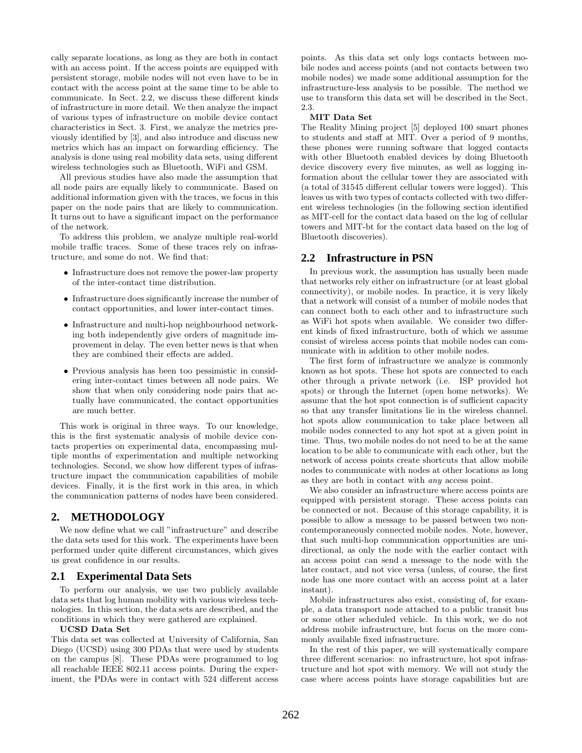cally separate locations, as long as they are both in contact with an access point. If the access points are equipped with persistent storage, mobile nodes will not even have to be in contact with the access point at the same time to be able to communicate. In Sect. 2.2, we discuss these different kinds of infrastructure in more detail. We then analyze the impact of various types of infrastructure on mobile device contact characteristics in Sect. 3. First, we analyze the metrics previously identified by [3], and also introduce and discuss new metrics which has an impact on forwarding efficiency. The analysis is done using real mobility data sets, using different wireless technologies such as Bluetooth, WiFi and GSM.

All previous studies have also made the assumption that all node pairs are equally likely to communicate. Based on additional information given with the traces, we focus in this paper on the node pairs that are likely to communication. It turns out to have a significant impact on the performance of the network.

To address this problem, we analyze multiple real-world mobile traffic traces. Some of these traces rely on infrastructure, and some do not. We find that:

- Infrastructure does not remove the power-law property of the inter-contact time distribution.
- Infrastructure does significantly increase the number of contact opportunities, and lower inter-contact times.
- Infrastructure and multi-hop neighbourhood networking both independently give orders of magnitude improvement in delay. The even better news is that when they are combined their effects are added.
- Previous analysis has been too pessimistic in considering inter-contact times between all node pairs. We show that when only considering node pairs that actually have communicated, the contact opportunities are much better.

This work is original in three ways. To our knowledge, this is the first systematic analysis of mobile device contacts properties on experimental data, encompassing multiple months of experimentation and multiple networking technologies. Second, we show how different types of infrastructure impact the communication capabilities of mobile devices. Finally, it is the first work in this area, in which the communication patterns of nodes have been considered.

## 2. METHODOLOGY

We now define what we call "infrastructure" and describe the data sets used for this work. The experiments have been performed under quite different circumstances, which gives us great confidence in our results.

### 2.1 Experimental Data Sets

To perform our analysis, we use two publicly available data sets that log human mobility with various wireless technologies. In this section, the data sets are described, and the conditions in which they were gathered are explained.

**UCSD Data Set**

This data set was collected at University of California, San Diego (UCSD) using 300 PDAs that were used by students on the campus [8]. These PDAs were programmed to log all reachable IEEE 802.11 access points. During the experiment, the PDAs were in contact with 524 different access points. As this data set only logs contacts between mobile nodes and access points (and not contacts between two mobile nodes) we made some additional assumption for the infrastructure-less analysis to be possible. The method we use to transform this data set will be described in the Sect. 2.3.

**MIT Data Set**

The Reality Mining project [5] deployed 100 smart phones to students and staff at MIT. Over a period of 9 months, these phones were running software that logged contacts with other Bluetooth enabled devices by doing Bluetooth device discovery every five minutes, as well as logging information about the cellular tower they are associated with (a total of 31545 different cellular towers were logged). This leaves us with two types of contacts collected with two different wireless technologies (in the following section identified as MIT-cell for the contact data based on the log of cellular towers and MIT-bt for the contact data based on the log of Bluetooth discoveries).

### 2.2 Infrastructure in PSN

In previous work, the assumption has usually been made that networks rely either on infrastructure (or at least global connectivity), or mobile nodes. In practice, it is very likely that a network will consist of a number of mobile nodes that can connect both to each other and to infrastructure such as WiFi hot spots when available. We consider two different kinds of fixed infrastructure, both of which we assume consist of wireless access points that mobile nodes can communicate with in addition to other mobile nodes.

The first form of infrastructure we analyze is commonly known as hot spots. These hot spots are connected to each other through a private network (i.e. ISP provided hot spots) or through the Internet (open home networks). We assume that the hot spot connection is of sufficient capacity so that any transfer limitations lie in the wireless channel. hot spots allow communication to take place between all mobile nodes connected to any hot spot at a given point in time. Thus, two mobile nodes do not need to be at the same location to be able to communicate with each other, but the network of access points create shortcuts that allow mobile nodes to communicate with nodes at other locations as long as they are both in contact with *any* access point.

We also consider an infrastructure where access points are equipped with persistent storage. These access points can be connected or not. Because of this storage capability, it is possible to allow a message to be passed between two non-contemporaneously connected mobile nodes. Note, however, that such multi-hop communication opportunities are unidirectional, as only the node with the earlier contact with an access point can send a message to the node with the later contact, and not vice versa (unless, of course, the first node has one more contact with an access point at a later instant).

Mobile infrastructures also exist, consisting of, for example, a data transport node attached to a public transit bus or some other scheduled vehicle. In this work, we do not address mobile infrastructure, but focus on the more commonly available fixed infrastructure.

In the rest of this paper, we will systematically compare three different scenarios: no infrastructure, hot spot infrastructure and hot spot with memory. We will not study the case where access points have storage capabilities but are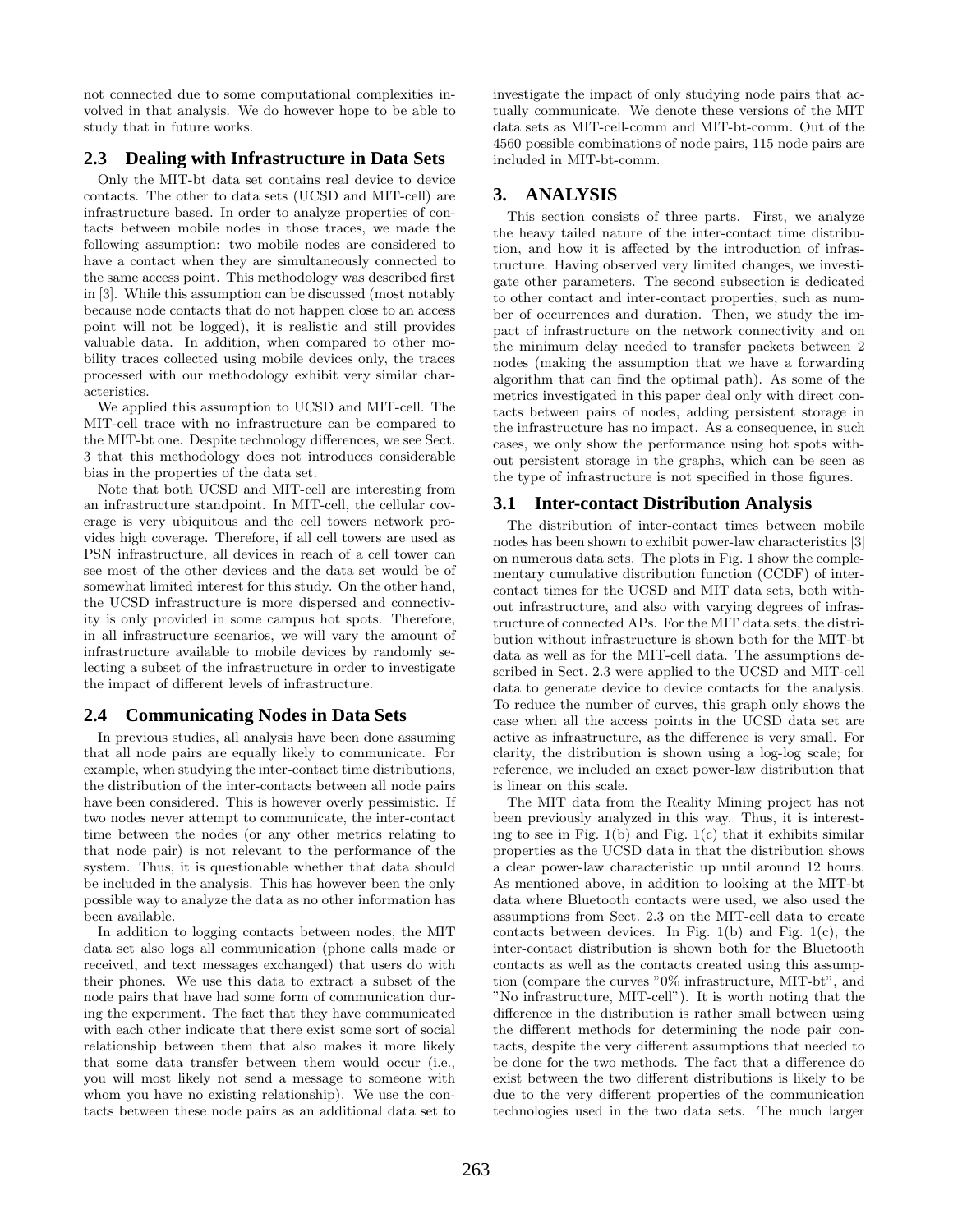not connected due to some computational complexities involved in that analysis. We do however hope to be able to study that in future works.

## 2.3 Dealing with Infrastructure in Data Sets

Only the MIT-bt data set contains real device to device contacts. The other to data sets (UCSD and MIT-cell) are infrastructure based. In order to analyze properties of contacts between mobile nodes in those traces, we made the following assumption: two mobile nodes are considered to have a contact when they are simultaneously connected to the same access point. This methodology was described first in [3]. While this assumption can be discussed (most notably because node contacts that do not happen close to an access point will not be logged), it is realistic and still provides valuable data. In addition, when compared to other mobility traces collected using mobile devices only, the traces processed with our methodology exhibit very similar characteristics.

We applied this assumption to UCSD and MIT-cell. The MIT-cell trace with no infrastructure can be compared to the MIT-bt one. Despite technology differences, we see Sect. 3 that this methodology does not introduces considerable bias in the properties of the data set.

Note that both UCSD and MIT-cell are interesting from an infrastructure standpoint. In MIT-cell, the cellular coverage is very ubiquitous and the cell towers network provides high coverage. Therefore, if all cell towers are used as PSN infrastructure, all devices in reach of a cell tower can see most of the other devices and the data set would be of somewhat limited interest for this study. On the other hand, the UCSD infrastructure is more dispersed and connectivity is only provided in some campus hot spots. Therefore, in all infrastructure scenarios, we will vary the amount of infrastructure available to mobile devices by randomly selecting a subset of the infrastructure in order to investigate the impact of different levels of infrastructure.

## 2.4 Communicating Nodes in Data Sets

In previous studies, all analysis have been done assuming that all node pairs are equally likely to communicate. For example, when studying the inter-contact time distributions, the distribution of the inter-contacts between all node pairs have been considered. This is however overly pessimistic. If two nodes never attempt to communicate, the inter-contact time between the nodes (or any other metrics relating to that node pair) is not relevant to the performance of the system. Thus, it is questionable whether that data should be included in the analysis. This has however been the only possible way to analyze the data as no other information has been available.

In addition to logging contacts between nodes, the MIT data set also logs all communication (phone calls made or received, and text messages exchanged) that users do with their phones. We use this data to extract a subset of the node pairs that have had some form of communication during the experiment. The fact that they have communicated with each other indicate that there exist some sort of social relationship between them that also makes it more likely that some data transfer between them would occur (i.e., you will most likely not send a message to someone with whom you have no existing relationship). We use the contacts between these node pairs as an additional data set to investigate the impact of only studying node pairs that actually communicate. We denote these versions of the MIT data sets as MIT-cell-comm and MIT-bt-comm. Out of the 4560 possible combinations of node pairs, 115 node pairs are included in MIT-bt-comm.

# 3. ANALYSIS

This section consists of three parts. First, we analyze the heavy tailed nature of the inter-contact time distribution, and how it is affected by the introduction of infrastructure. Having observed very limited changes, we investigate other parameters. The second subsection is dedicated to other contact and inter-contact properties, such as number of occurrences and duration. Then, we study the impact of infrastructure on the network connectivity and on the minimum delay needed to transfer packets between 2 nodes (making the assumption that we have a forwarding algorithm that can find the optimal path). As some of the metrics investigated in this paper deal only with direct contacts between pairs of nodes, adding persistent storage in the infrastructure has no impact. As a consequence, in such cases, we only show the performance using hot spots without persistent storage in the graphs, which can be seen as the type of infrastructure is not specified in those figures.

## 3.1 Inter-contact Distribution Analysis

The distribution of inter-contact times between mobile nodes has been shown to exhibit power-law characteristics [3] on numerous data sets. The plots in Fig. 1 show the complementary cumulative distribution function (CCDF) of inter-contact times for the UCSD and MIT data sets, both without infrastructure, and also with varying degrees of infrastructure of connected APs. For the MIT data sets, the distribution without infrastructure is shown both for the MIT-bt data as well as for the MIT-cell data. The assumptions described in Sect. 2.3 were applied to the UCSD and MIT-cell data to generate device to device contacts for the analysis. To reduce the number of curves, this graph only shows the case when all the access points in the UCSD data set are active as infrastructure, as the difference is very small. For clarity, the distribution is shown using a log-log scale; for reference, we included an exact power-law distribution that is linear on this scale.

The MIT data from the Reality Mining project has not been previously analyzed in this way. Thus, it is interesting to see in Fig. 1(b) and Fig. 1(c) that it exhibits similar properties as the UCSD data in that the distribution shows a clear power-law characteristic up until around 12 hours. As mentioned above, in addition to looking at the MIT-bt data where Bluetooth contacts were used, we also used the assumptions from Sect. 2.3 on the MIT-cell data to create contacts between devices. In Fig. 1(b) and Fig. 1(c), the inter-contact distribution is shown both for the Bluetooth contacts as well as the contacts created using this assumption (compare the curves "0% infrastructure, MIT-bt", and "No infrastructure, MIT-cell"). It is worth noting that the difference in the distribution is rather small between using the different methods for determining the node pair contacts, despite the very different assumptions that needed to be done for the two methods. The fact that a difference do exist between the two different distributions is likely to be due to the very different properties of the communication technologies used in the two data sets. The much larger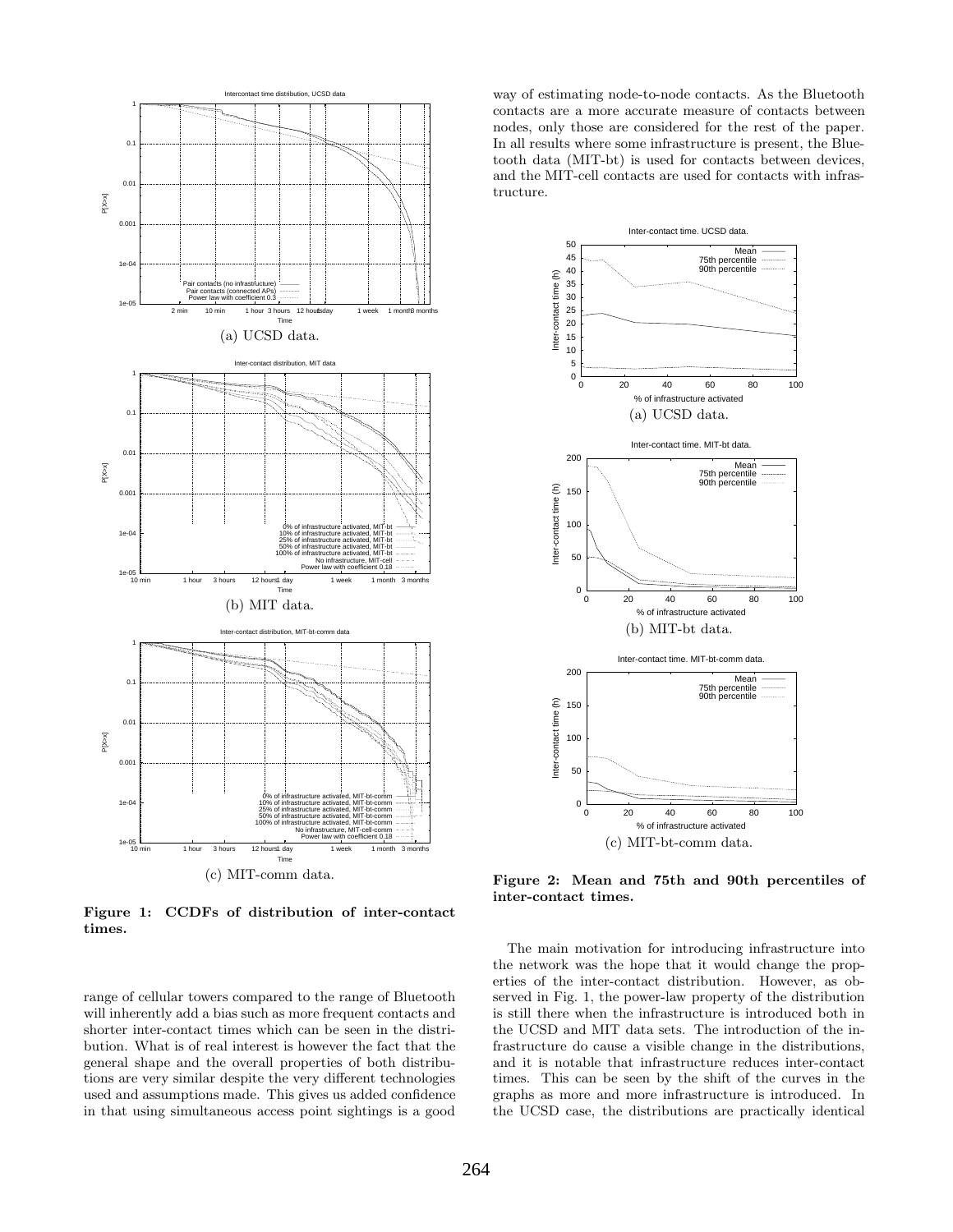(a) UCSD data.

(b) MIT data.

(c) MIT-comm data.

**Figure 1: CCDFs of distribution of inter-contact times.**

range of cellular towers compared to the range of Bluetooth will inherently add a bias such as more frequent contacts and shorter inter-contact times which can be seen in the distribution. What is of real interest is however the fact that the general shape and the overall properties of both distributions are very similar despite the very different technologies used and assumptions made. This gives us added confidence in that using simultaneous access point sightings is a good way of estimating node-to-node contacts. As the Bluetooth contacts are a more accurate measure of contacts between nodes, only those are considered for the rest of the paper. In all results where some infrastructure is present, the Bluetooth data (MIT-bt) is used for contacts between devices, and the MIT-cell contacts are used for contacts with infrastructure.

(a) UCSD data.

(b) MIT-bt data.

(c) MIT-bt-comm data.

**Figure 2: Mean and 75th and 90th percentiles of inter-contact times.**

The main motivation for introducing infrastructure into the network was the hope that it would change the properties of the inter-contact distribution. However, as observed in Fig. 1, the power-law property of the distribution is still there when the infrastructure is introduced both in the UCSD and MIT data sets. The introduction of the infrastructure do cause a visible change in the distributions, and it is notable that infrastructure reduces inter-contact times. This can be seen by the shift of the curves in the graphs as more and more infrastructure is introduced. In the UCSD case, the distributions are practically identical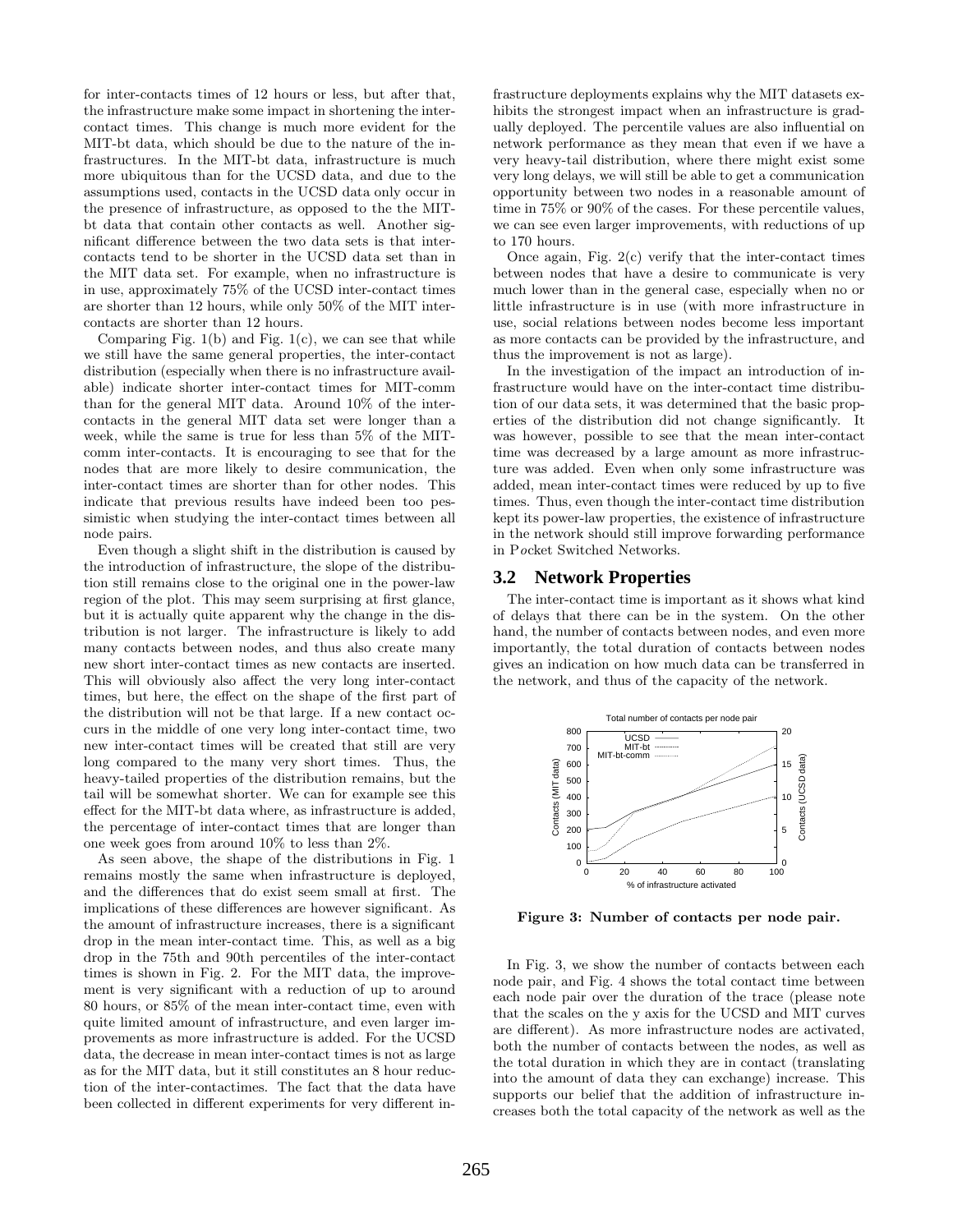for inter-contacts times of 12 hours or less, but after that, the infrastructure make some impact in shortening the inter-contact times. This change is much more evident for the MIT-bt data, which should be due to the nature of the infrastructures. In the MIT-bt data, infrastructure is much more ubiquitous than for the UCSD data, and due to the assumptions used, contacts in the UCSD data only occur in the presence of infrastructure, as opposed to the the MIT-bt data that contain other contacts as well. Another significant difference between the two data sets is that inter-contacts tend to be shorter in the UCSD data set than in the MIT data set. For example, when no infrastructure is in use, approximately 75% of the UCSD inter-contact times are shorter than 12 hours, while only 50% of the MIT inter-contacts are shorter than 12 hours.

Comparing Fig. 1(b) and Fig. 1(c), we can see that while we still have the same general properties, the inter-contact distribution (especially when there is no infrastructure available) indicate shorter inter-contact times for MIT-comm than for the general MIT data. Around 10% of the inter-contacts in the general MIT data set were longer than a week, while the same is true for less than 5% of the MIT-comm inter-contacts. It is encouraging to see that for the nodes that are more likely to desire communication, the inter-contact times are shorter than for other nodes. This indicate that previous results have indeed been too pessimistic when studying the inter-contact times between all node pairs.

Even though a slight shift in the distribution is caused by the introduction of infrastructure, the slope of the distribution still remains close to the original one in the power-law region of the plot. This may seem surprising at first glance, but it is actually quite apparent why the change in the distribution is not larger. The infrastructure is likely to add many contacts between nodes, and thus also create many new short inter-contact times as new contacts are inserted. This will obviously also affect the very long inter-contact times, but here, the effect on the shape of the first part of the distribution will not be that large. If a new contact occurs in the middle of one very long inter-contact time, two new inter-contact times will be created that still are very long compared to the many very short times. Thus, the heavy-tailed properties of the distribution remains, but the tail will be somewhat shorter. We can for example see this effect for the MIT-bt data where, as infrastructure is added, the percentage of inter-contact times that are longer than one week goes from around 10% to less than 2%.

As seen above, the shape of the distributions in Fig. 1 remains mostly the same when infrastructure is deployed, and the differences that do exist seem small at first. The implications of these differences are however significant. As the amount of infrastructure increases, there is a significant drop in the mean inter-contact time. This, as well as a big drop in the 75th and 90th percentiles of the inter-contact times is shown in Fig. 2. For the MIT data, the improvement is very significant with a reduction of up to around 80 hours, or 85% of the mean inter-contact time, even with quite limited amount of infrastructure, and even larger improvements as more infrastructure is added. For the UCSD data, the decrease in mean inter-contact times is not as large as for the MIT data, but it still constitutes an 8 hour reduction of the inter-contactimes. The fact that the data have been collected in different experiments for very different infrastructure deployments explains why the MIT datasets exhibits the strongest impact when an infrastructure is gradually deployed. The percentile values are also influential on network performance as they mean that even if we have a very heavy-tail distribution, where there might exist some very long delays, we will still be able to get a communication opportunity between two nodes in a reasonable amount of time in 75% or 90% of the cases. For these percentile values, we can see even larger improvements, with reductions of up to 170 hours.

Once again, Fig. 2(c) verify that the inter-contact times between nodes that have a desire to communicate is very much lower than in the general case, especially when no or little infrastructure is in use (with more infrastructure in use, social relations between nodes become less important as more contacts can be provided by the infrastructure, and thus the improvement is not as large).

In the investigation of the impact an introduction of infrastructure would have on the inter-contact time distribution of our data sets, it was determined that the basic properties of the distribution did not change significantly. It was however, possible to see that the mean inter-contact time was decreased by a large amount as more infrastructure was added. Even when only some infrastructure was added, mean inter-contact times were reduced by up to five times. Thus, even though the inter-contact time distribution kept its power-law properties, the existence of infrastructure in the network should still improve forwarding performance in P*ocket* Switched Networks.

## 3.2 Network Properties

The inter-contact time is important as it shows what kind of delays that there can be in the system. On the other hand, the number of contacts between nodes, and even more importantly, the total duration of contacts between nodes gives an indication on how much data can be transferred in the network, and thus of the capacity of the network.

Total number of contacts per node pair

UCSD
MIT-bt
MIT-bt-comm

Contacts (MIT data)
0
100
200
300
400
500
600
700
800

Contacts (UCSD data)
0
5
10
15
20

% of infrastructure activated
0
20
40
60
80
100

**Figure 3: Number of contacts per node pair.**

In Fig. 3, we show the number of contacts between each node pair, and Fig. 4 shows the total contact time between each node pair over the duration of the trace (please note that the scales on the y axis for the UCSD and MIT curves are different). As more infrastructure nodes are activated, both the number of contacts between the nodes, as well as the total duration in which they are in contact (translating into the amount of data they can exchange) increase. This supports our belief that the addition of infrastructure increases both the total capacity of the network as well as the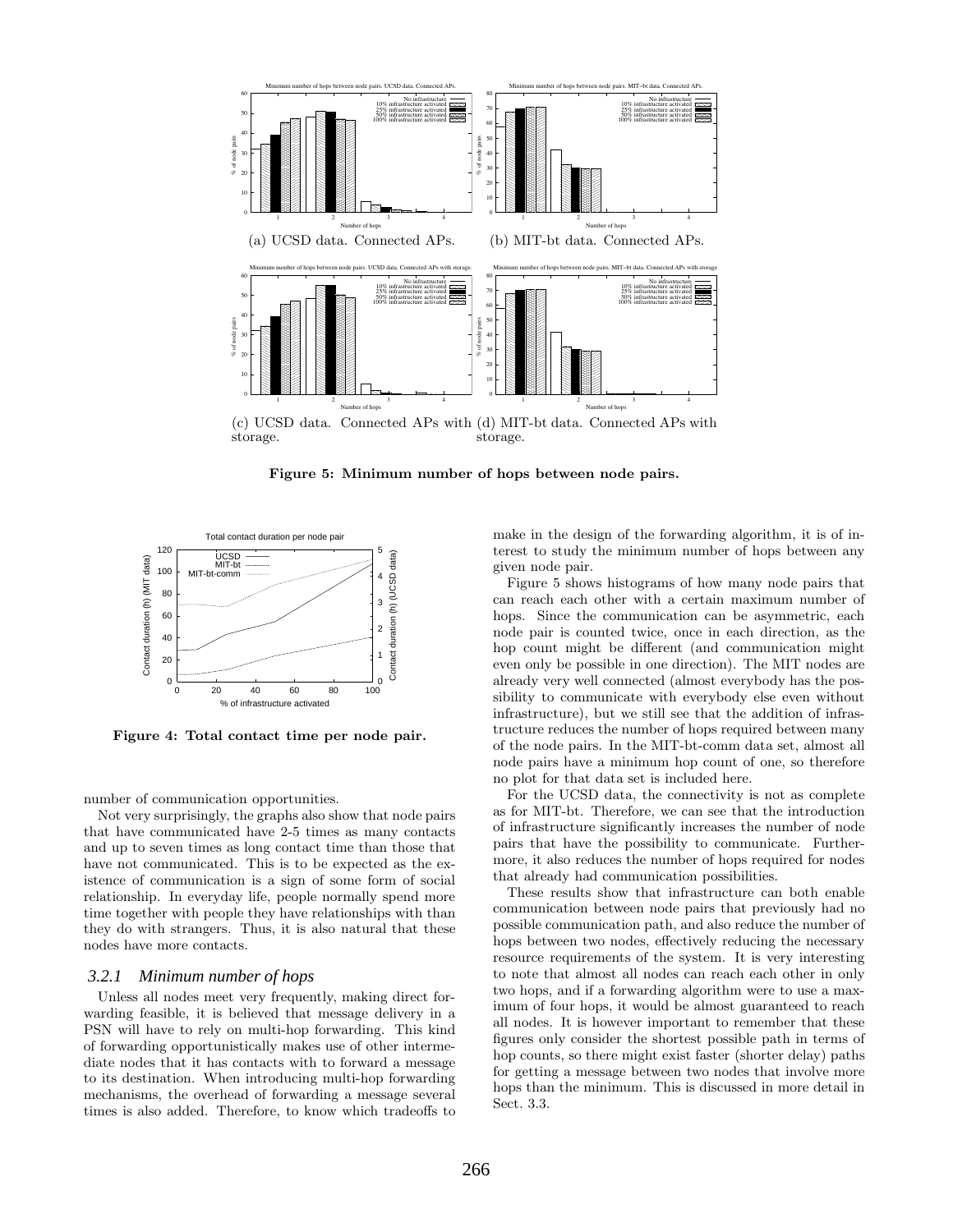Minimum number of hops between node pairs. UCSD data. Connected APs.

% of node pairs

Number of hops

No infrastructure
10% infrastructure activated
25% infrastructure activated
50% infrastructure activated
100% infrastructure activated

(a) UCSD data. Connected APs.

Minimum number of hops between node pairs. MIT–bt data. Connected APs.

% of node pairs

Number of hops

No infrastructure
10% infrastructure activated
25% infrastructure activated
50% infrastructure activated
100% infrastructure activated

(b) MIT-bt data. Connected APs.

Minimum number of hops between node pairs. UCSD data. Connected APs with storage.

% of node pairs

Number of hops

No infrastructure
10% infrastructure activated
25% infrastructure activated
50% infrastructure activated
100% infrastructure activated

(c) UCSD data. Connected APs with storage.

Minimum number of hops between node pairs. MIT–bt data. Connected APs with storage

% of node pairs

Number of hops

No infrastructure
10% infrastructure activated
25% infrastructure activated
50% infrastructure activated
100% infrastructure activated

(d) MIT-bt data. Connected APs with storage.

**Figure 5: Minimum number of hops between node pairs.**

Total contact duration per node pair

Contact duration (h) (MIT data)

Contact duration (h) (UCSD data)

% of infrastructure activated

UCSD
MIT-bt
MIT-bt-comm

**Figure 4: Total contact time per node pair.**

number of communication opportunities.

Not very surprisingly, the graphs also show that node pairs that have communicated have 2-5 times as many contacts and up to seven times as long contact time than those that have not communicated. This is to be expected as the existence of communication is a sign of some form of social relationship. In everyday life, people normally spend more time together with people they have relationships with than they do with strangers. Thus, it is also natural that these nodes have more contacts.

### 3.2.1 Minimum number of hops

Unless all nodes meet very frequently, making direct forwarding feasible, it is believed that message delivery in a PSN will have to rely on multi-hop forwarding. This kind of forwarding opportunistically makes use of other intermediate nodes that it has contacts with to forward a message to its destination. When introducing multi-hop forwarding mechanisms, the overhead of forwarding a message several times is also added. Therefore, to know which tradeoffs to make in the design of the forwarding algorithm, it is of interest to study the minimum number of hops between any given node pair.

Figure 5 shows histograms of how many node pairs that can reach each other with a certain maximum number of hops. Since the communication can be asymmetric, each node pair is counted twice, once in each direction, as the hop count might be different (and communication might even only be possible in one direction). The MIT nodes are already very well connected (almost everybody has the possibility to communicate with everybody else even without infrastructure), but we still see that the addition of infrastructure reduces the number of hops required between many of the node pairs. In the MIT-bt-comm data set, almost all node pairs have a minimum hop count of one, so therefore no plot for that data set is included here.

For the UCSD data, the connectivity is not as complete as for MIT-bt. Therefore, we can see that the introduction of infrastructure significantly increases the number of node pairs that have the possibility to communicate. Furthermore, it also reduces the number of hops required for nodes that already had communication possibilities.

These results show that infrastructure can both enable communication between node pairs that previously had no possible communication path, and also reduce the number of hops between two nodes, effectively reducing the necessary resource requirements of the system. It is very interesting to note that almost all nodes can reach each other in only two hops, and if a forwarding algorithm were to use a maximum of four hops, it would be almost guaranteed to reach all nodes. It is however important to remember that these figures only consider the shortest possible path in terms of hop counts, so there might exist faster (shorter delay) paths for getting a message between two nodes that involve more hops than the minimum. This is discussed in more detail in Sect. 3.3.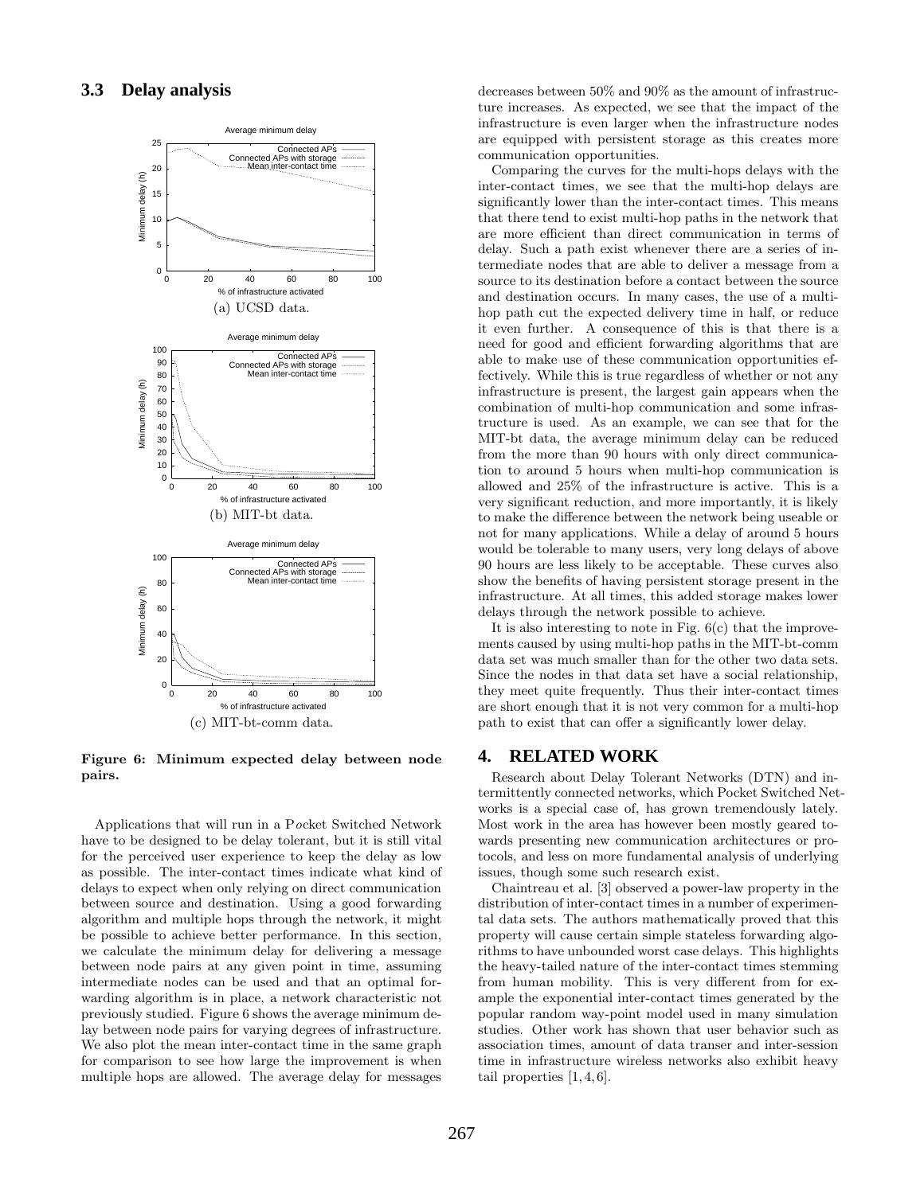### 3.3 Delay analysis

Average minimum delay

(a) UCSD data.

Average minimum delay

(b) MIT-bt data.

Average minimum delay

(c) MIT-bt-comm data.

**Figure 6: Minimum expected delay between node pairs.**

Applications that will run in a Pocket Switched Network have to be designed to be delay tolerant, but it is still vital for the perceived user experience to keep the delay as low as possible. The inter-contact times indicate what kind of delays to expect when only relying on direct communication between source and destination. Using a good forwarding algorithm and multiple hops through the network, it might be possible to achieve better performance. In this section, we calculate the minimum delay for delivering a message between node pairs at any given point in time, assuming intermediate nodes can be used and that an optimal forwarding algorithm is in place, a network characteristic not previously studied. Figure 6 shows the average minimum delay between node pairs for varying degrees of infrastructure. We also plot the mean inter-contact time in the same graph for comparison to see how large the improvement is when multiple hops are allowed. The average delay for messages decreases between 50% and 90% as the amount of infrastructure increases. As expected, we see that the impact of the infrastructure is even larger when the infrastructure nodes are equipped with persistent storage as this creates more communication opportunities.

Comparing the curves for the multi-hops delays with the inter-contact times, we see that the multi-hop delays are significantly lower than the inter-contact times. This means that there tend to exist multi-hop paths in the network that are more efficient than direct communication in terms of delay. Such a path exist whenever there are a series of intermediate nodes that are able to deliver a message from a source to its destination before a contact between the source and destination occurs. In many cases, the use of a multi-hop path cut the expected delivery time in half, or reduce it even further. A consequence of this is that there is a need for good and efficient forwarding algorithms that are able to make use of these communication opportunities effectively. While this is true regardless of whether or not any infrastructure is present, the largest gain appears when the combination of multi-hop communication and some infrastructure is used. As an example, we can see that for the MIT-bt data, the average minimum delay can be reduced from the more than 90 hours with only direct communication to around 5 hours when multi-hop communication is allowed and 25% of the infrastructure is active. This is a very significant reduction, and more importantly, it is likely to make the difference between the network being useable or not for many applications. While a delay of around 5 hours would be tolerable to many users, very long delays of above 90 hours are less likely to be acceptable. These curves also show the benefits of having persistent storage present in the infrastructure. At all times, this added storage makes lower delays through the network possible to achieve.

It is also interesting to note in Fig. 6(c) that the improvements caused by using multi-hop paths in the MIT-bt-comm data set was much smaller than for the other two data sets. Since the nodes in that data set have a social relationship, they meet quite frequently. Thus their inter-contact times are short enough that it is not very common for a multi-hop path to exist that can offer a significantly lower delay.

## 4. RELATED WORK

Research about Delay Tolerant Networks (DTN) and intermittently connected networks, which Pocket Switched Networks is a special case of, has grown tremendously lately. Most work in the area has however been mostly geared towards presenting new communication architectures or protocols, and less on more fundamental analysis of underlying issues, though some such research exist.

Chaintreau et al. [3] observed a power-law property in the distribution of inter-contact times in a number of experimental data sets. The authors mathematically proved that this property will cause certain simple stateless forwarding algorithms to have unbounded worst case delays. This highlights the heavy-tailed nature of the inter-contact times stemming from human mobility. This is very different from for example the exponential inter-contact times generated by the popular random way-point model used in many simulation studies. Other work has shown that user behavior such as association times, amount of data transer and inter-session time in infrastructure wireless networks also exhibit heavy tail properties [1, 4, 6].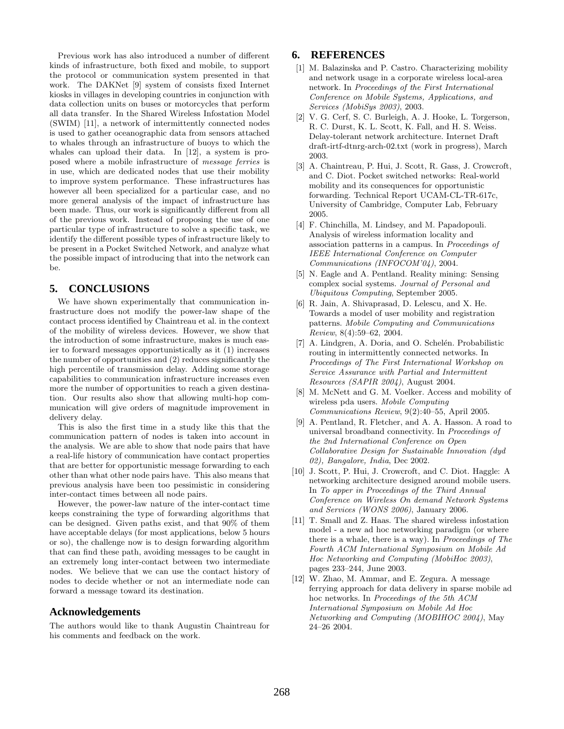Previous work has also introduced a number of different kinds of infrastructure, both fixed and mobile, to support the protocol or communication system presented in that work. The DAKNet [9] system of consists fixed Internet kiosks in villages in developing countries in conjunction with data collection units on buses or motorcycles that perform all data transfer. In the Shared Wireless Infostation Model (SWIM) [11], a network of intermittently connected nodes is used to gather oceanographic data from sensors attached to whales through an infrastructure of buoys to which the whales can upload their data. In [12], a system is proposed where a mobile infrastructure of *message ferries* is in use, which are dedicated nodes that use their mobility to improve system performance. These infrastructures has however all been specialized for a particular case, and no more general analysis of the impact of infrastructure has been made. Thus, our work is significantly different from all of the previous work. Instead of proposing the use of one particular type of infrastructure to solve a specific task, we identify the different possible types of infrastructure likely to be present in a Pocket Switched Network, and analyze what the possible impact of introducing that into the network can be.

## 5. CONCLUSIONS

We have shown experimentally that communication infrastructure does not modify the power-law shape of the contact process identified by Chaintreau et al. in the context of the mobility of wireless devices. However, we show that the introduction of some infrastructure, makes is much easier to forward messages opportunistically as it (1) increases the number of opportunities and (2) reduces significantly the high percentile of transmission delay. Adding some storage capabilities to communication infrastructure increases even more the number of opportunities to reach a given destination. Our results also show that allowing multi-hop communication will give orders of magnitude improvement in delivery delay.

This is also the first time in a study like this that the communication pattern of nodes is taken into account in the analysis. We are able to show that node pairs that have a real-life history of communication have contact properties that are better for opportunistic message forwarding to each other than what other node pairs have. This also means that previous analysis have been too pessimistic in considering inter-contact times between all node pairs.

However, the power-law nature of the inter-contact time keeps constraining the type of forwarding algorithms that can be designed. Given paths exist, and that 90% of them have acceptable delays (for most applications, below 5 hours or so), the challenge now is to design forwarding algorithm that can find these path, avoiding messages to be caught in an extremely long inter-contact between two intermediate nodes. We believe that we can use the contact history of nodes to decide whether or not an intermediate node can forward a message toward its destination.

## Acknowledgements

The authors would like to thank Augustin Chaintreau for his comments and feedback on the work.

## 6. REFERENCES

[1] M. Balazinska and P. Castro. Characterizing mobility and network usage in a corporate wireless local-area network. In *Proceedings of the First International Conference on Mobile Systems, Applications, and Services (MobiSys 2003)*, 2003.

[2] V. G. Cerf, S. C. Burleigh, A. J. Hooke, L. Torgerson, R. C. Durst, K. L. Scott, K. Fall, and H. S. Weiss. Delay-tolerant network architecture. Internet Draft draft-irtf-dtnrg-arch-02.txt (work in progress), March 2003.

[3] A. Chaintreau, P. Hui, J. Scott, R. Gass, J. Crowcroft, and C. Diot. Pocket switched networks: Real-world mobility and its consequences for opportunistic forwarding. Technical Report UCAM-CL-TR-617c, University of Cambridge, Computer Lab, February 2005.

[4] F. Chinchilla, M. Lindsey, and M. Papadopouli. Analysis of wireless information locality and association patterns in a campus. In *Proceedings of IEEE International Conference on Computer Communications (INFOCOM'04)*, 2004.

[5] N. Eagle and A. Pentland. Reality mining: Sensing complex social systems. *Journal of Personal and Ubiquitous Computing*, September 2005.

[6] R. Jain, A. Shivaprasad, D. Lelescu, and X. He. Towards a model of user mobility and registration patterns. *Mobile Computing and Communications Review*, 8(4):59–62, 2004.

[7] A. Lindgren, A. Doria, and O. Schelén. Probabilistic routing in intermittently connected networks. In *Proceedings of The First International Workshop on Service Assurance with Partial and Intermittent Resources (SAPIR 2004)*, August 2004.

[8] M. McNett and G. M. Voelker. Access and mobility of wireless pda users. *Mobile Computing Communications Review*, 9(2):40–55, April 2005.

[9] A. Pentland, R. Fletcher, and A. A. Hasson. A road to universal broadband connectivity. In *Proceedings of the 2nd International Conference on Open Collaborative Design for Sustainable Innovation (dyd 02), Bangalore, India*, Dec 2002.

[10] J. Scott, P. Hui, J. Crowcroft, and C. Diot. Haggle: A networking architecture designed around mobile users. In *To apper in Proceedings of the Third Annual Conference on Wireless On demand Network Systems and Services (WONS 2006)*, January 2006.

[11] T. Small and Z. Haas. The shared wireless infostation model - a new ad hoc networking paradigm (or where there is a whale, there is a way). In *Proceedings of The Fourth ACM International Symposium on Mobile Ad Hoc Networking and Computing (MobiHoc 2003)*, pages 233–244, June 2003.

[12] W. Zhao, M. Ammar, and E. Zegura. A message ferrying approach for data delivery in sparse mobile ad hoc networks. In *Proceedings of the 5th ACM International Symposium on Mobile Ad Hoc Networking and Computing (MOBIHOC 2004)*, May 24–26 2004.